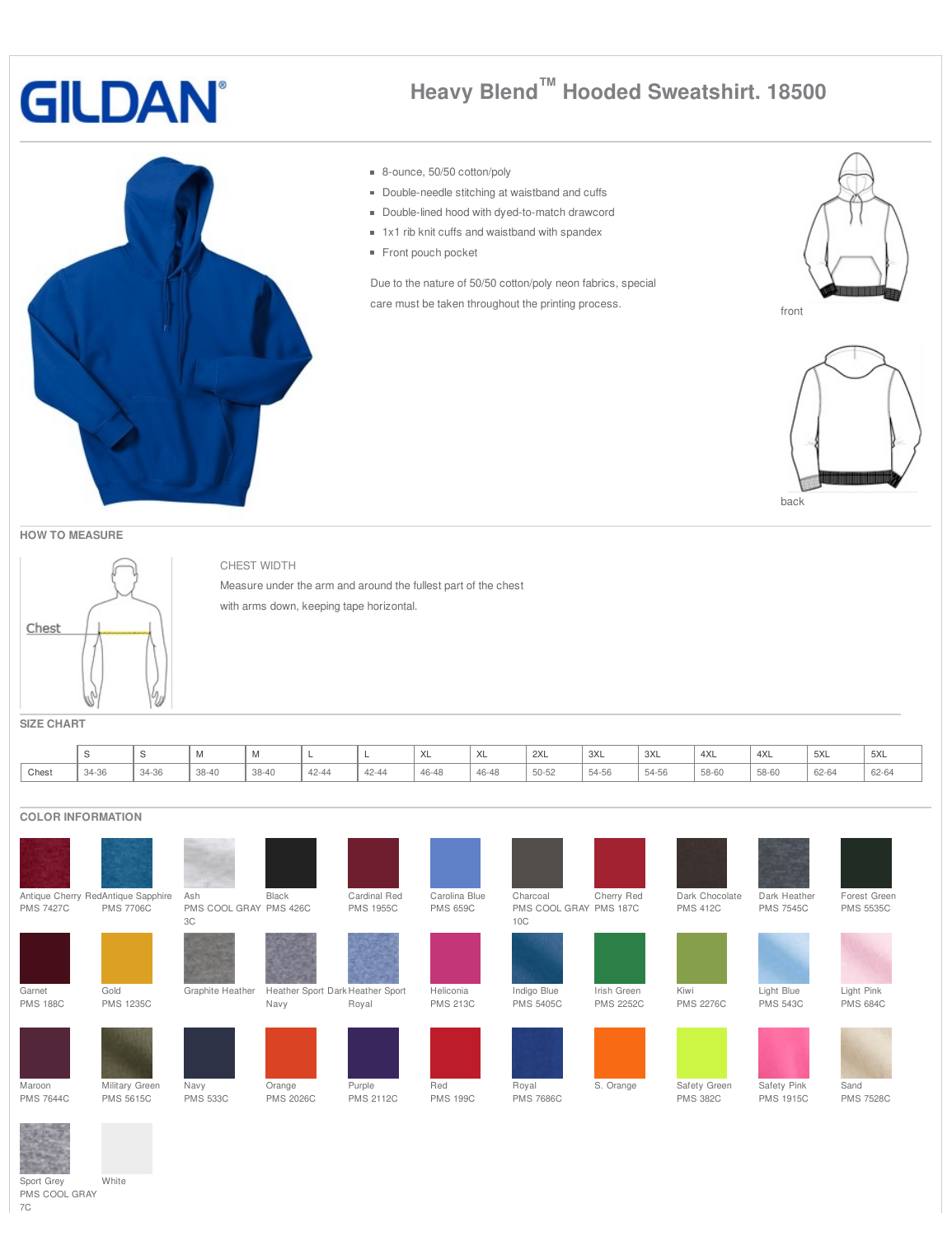# GILDAN

## Heavy Blend™ Hooded Sweatshirt. 18500

- 8-ounce, 50/50 cotton/poly
- Double-needle stitching at waistband and cuffs
- Double-lined hood with dyed-to-match drawcord
- 1x1 rib knit cuffs and waistband with spandex
- Front pouch pocket

Due to the nature of 50/50 cotton/poly neon fabrics, special care must be taken throughout the printing process.

front

back

## HOW TO MEASURE

Chest

CHEST WIDTH

Measure under the arm and around the fullest part of the chest with arms down, keeping tape horizontal.

## SIZE CHART

| | S | S | M | M | L | L | XL | XL | 2XL | 3XL | 3XL | 4XL | 4XL | 5XL | 5XL |
|---|---|---|---|---|---|---|---|---|---|---|---|---|---|---|---|
| Chest | 34-36 | 34-36 | 38-40 | 38-40 | 42-44 | 42-44 | 46-48 | 46-48 | 50-52 | 54-56 | 54-56 | 58-60 | 58-60 | 62-64 | 62-64 |

## COLOR INFORMATION

| Color | PMS |
|---|---|
| Antique Cherry Red | PMS 7427C |
| Antique Sapphire | PMS 7706C |
| Ash | PMS COOL GRAY 3C |
| Black | PMS 426C |
| Cardinal Red | PMS 1955C |
| Carolina Blue | PMS 659C |
| Charcoal | PMS COOL GRAY 10C |
| Cherry Red | PMS 187C |
| Dark Chocolate | PMS 412C |
| Dark Heather | PMS 7545C |
| Forest Green | PMS 5535C |
| Garnet | PMS 188C |
| Gold | PMS 1235C |
| Graphite Heather | |
| Heather Sport Dark Navy | |
| Heather Sport Royal | |
| Heliconia | PMS 213C |
| Indigo Blue | PMS 5405C |
| Irish Green | PMS 2252C |
| Kiwi | PMS 2276C |
| Light Blue | PMS 543C |
| Light Pink | PMS 684C |
| Maroon | PMS 7644C |
| Military Green | PMS 5615C |
| Navy | PMS 533C |
| Orange | PMS 2026C |
| Purple | PMS 2112C |
| Red | PMS 199C |
| Royal | PMS 7686C |
| S. Orange | |
| Safety Green | PMS 382C |
| Safety Pink | PMS 1915C |
| Sand | PMS 7528C |
| Sport Grey | PMS COOL GRAY 7C |
| White | |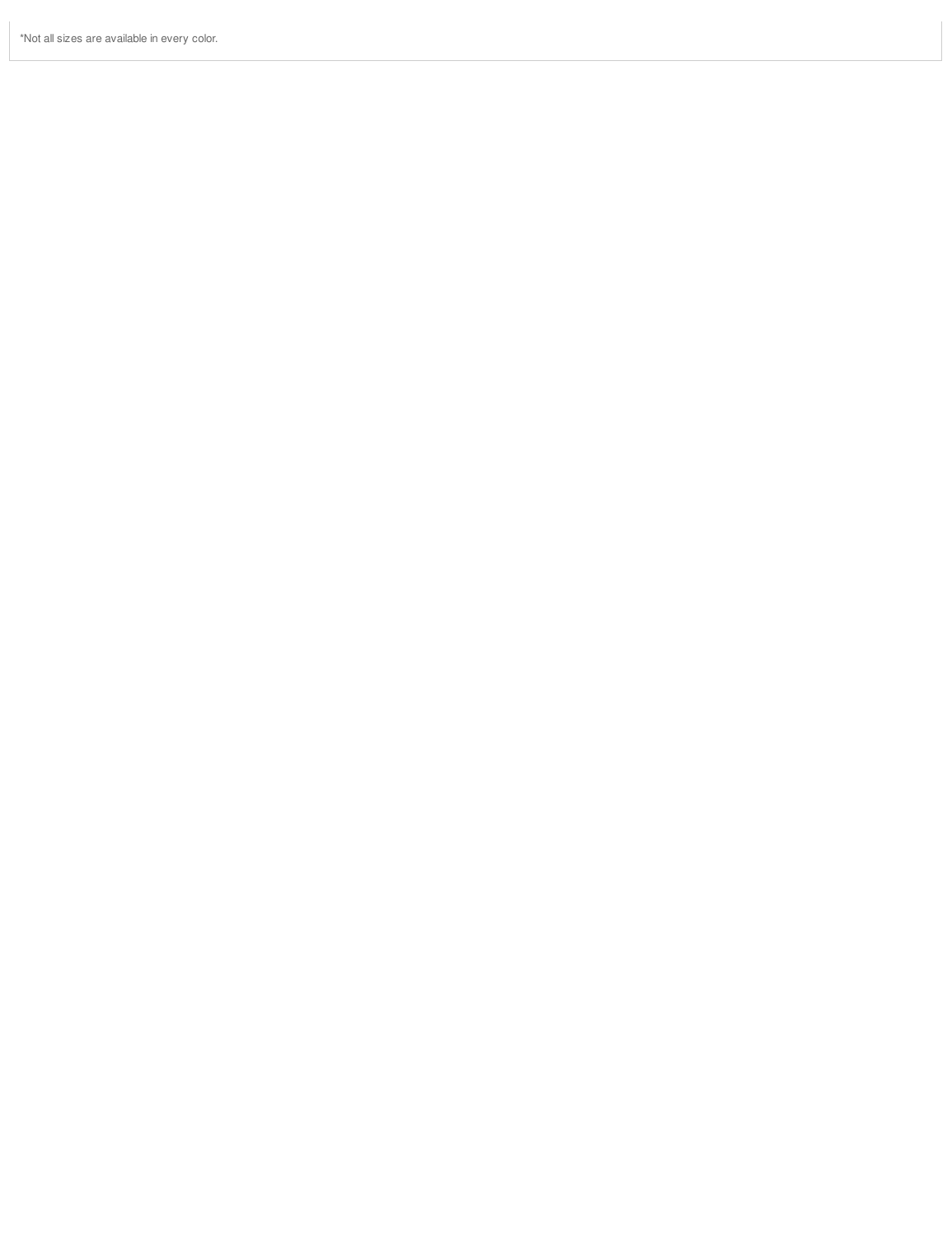*Not all sizes are available in every color.